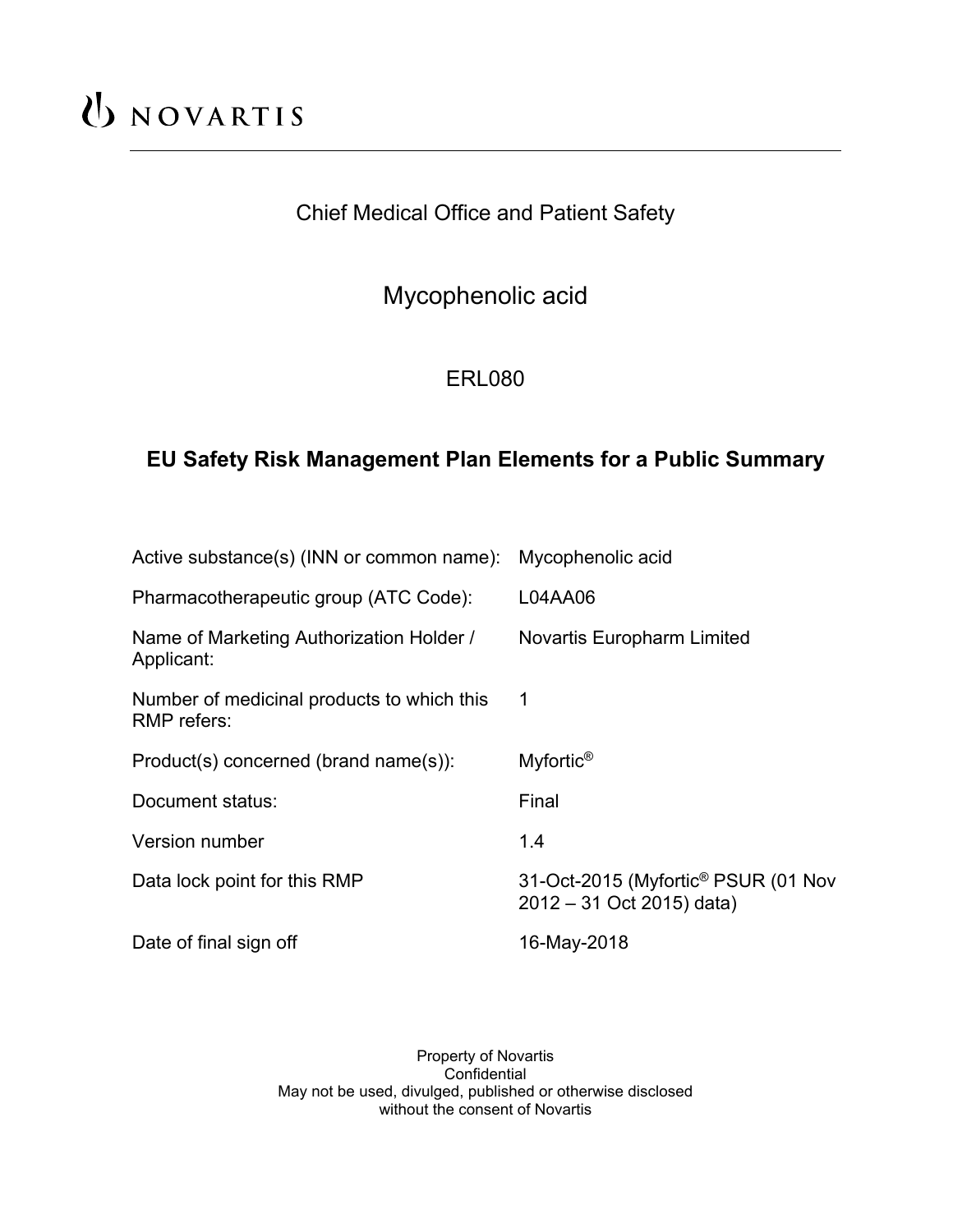NOVARTIS

Chief Medical Office and Patient Safety

# Mycophenolic acid

## ERL080

## EU Safety Risk Management Plan Elements for a Public Summary

| | |
|---|---|
| Active substance(s) (INN or common name): | Mycophenolic acid |
| Pharmacotherapeutic group (ATC Code): | L04AA06 |
| Name of Marketing Authorization Holder / Applicant: | Novartis Europharm Limited |
| Number of medicinal products to which this RMP refers: | 1 |
| Product(s) concerned (brand name(s)): | Myfortic® |
| Document status: | Final |
| Version number | 1.4 |
| Data lock point for this RMP | 31-Oct-2015 (Myfortic® PSUR (01 Nov 2012 – 31 Oct 2015) data) |
| Date of final sign off | 16-May-2018 |

Property of Novartis
Confidential
May not be used, divulged, published or otherwise disclosed
without the consent of Novartis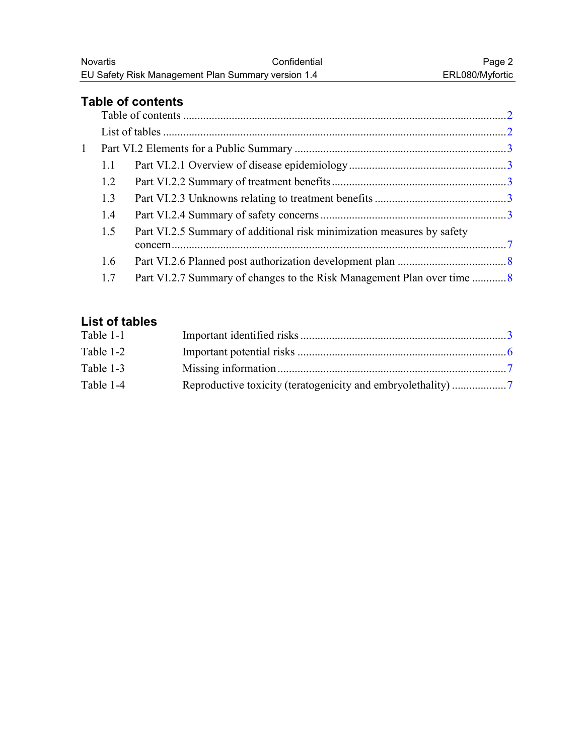## Table of contents

Table of contents ... 2

List of tables ... 2

1 Part VI.2 Elements for a Public Summary ... 3

- 1.1 Part VI.2.1 Overview of disease epidemiology ... 3
- 1.2 Part VI.2.2 Summary of treatment benefits ... 3
- 1.3 Part VI.2.3 Unknowns relating to treatment benefits ... 3
- 1.4 Part VI.2.4 Summary of safety concerns ... 3
- 1.5 Part VI.2.5 Summary of additional risk minimization measures by safety concern ... 7
- 1.6 Part VI.2.6 Planned post authorization development plan ... 8
- 1.7 Part VI.2.7 Summary of changes to the Risk Management Plan over time ... 8

## List of tables

| Table | Title | Page |
|---|---|---|
| Table 1-1 | Important identified risks | 3 |
| Table 1-2 | Important potential risks | 6 |
| Table 1-3 | Missing information | 7 |
| Table 1-4 | Reproductive toxicity (teratogenicity and embryolethality) | 7 |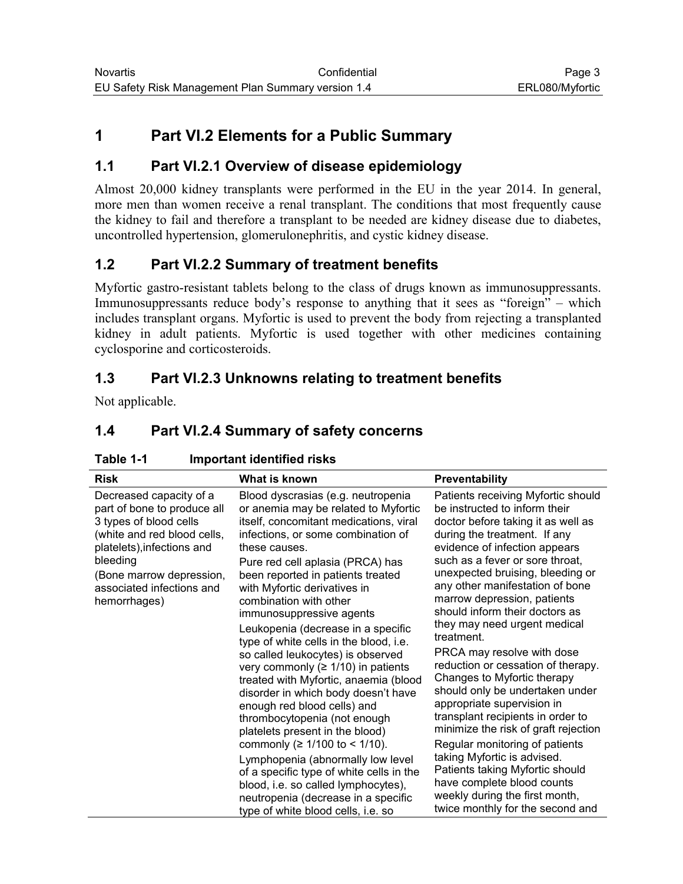# 1 Part VI.2 Elements for a Public Summary

## 1.1 Part VI.2.1 Overview of disease epidemiology

Almost 20,000 kidney transplants were performed in the EU in the year 2014. In general, more men than women receive a renal transplant. The conditions that most frequently cause the kidney to fail and therefore a transplant to be needed are kidney disease due to diabetes, uncontrolled hypertension, glomerulonephritis, and cystic kidney disease.

## 1.2 Part VI.2.2 Summary of treatment benefits

Myfortic gastro-resistant tablets belong to the class of drugs known as immunosuppressants. Immunosuppressants reduce body's response to anything that it sees as "foreign" – which includes transplant organs. Myfortic is used to prevent the body from rejecting a transplanted kidney in adult patients. Myfortic is used together with other medicines containing cyclosporine and corticosteroids.

## 1.3 Part VI.2.3 Unknowns relating to treatment benefits

Not applicable.

## 1.4 Part VI.2.4 Summary of safety concerns

**Table 1-1 Important identified risks**

| Risk | What is known | Preventability |
|---|---|---|
| Decreased capacity of a part of bone to produce all 3 types of blood cells (white and red blood cells, platelets),infections and bleeding<br>(Bone marrow depression, associated infections and hemorrhages) | Blood dyscrasias (e.g. neutropenia or anemia may be related to Myfortic itself, concomitant medications, viral infections, or some combination of these causes.<br>Pure red cell aplasia (PRCA) has been reported in patients treated with Myfortic derivatives in combination with other immunosuppressive agents<br>Leukopenia (decrease in a specific type of white cells in the blood, i.e. so called leukocytes) is observed very commonly (≥ 1/10) in patients treated with Myfortic, anaemia (blood disorder in which body doesn't have enough red blood cells) and thrombocytopenia (not enough platelets present in the blood) commonly (≥ 1/100 to < 1/10).<br>Lymphopenia (abnormally low level of a specific type of white cells in the blood, i.e. so called lymphocytes), neutropenia (decrease in a specific type of white blood cells, i.e. so | Patients receiving Myfortic should be instructed to inform their doctor before taking it as well as during the treatment. If any evidence of infection appears such as a fever or sore throat, unexpected bruising, bleeding or any other manifestation of bone marrow depression, patients should inform their doctors as they may need urgent medical treatment.<br>PRCA may resolve with dose reduction or cessation of therapy. Changes to Myfortic therapy should only be undertaken under appropriate supervision in transplant recipients in order to minimize the risk of graft rejection<br>Regular monitoring of patients taking Myfortic is advised. Patients taking Myfortic should have complete blood counts weekly during the first month, twice monthly for the second and |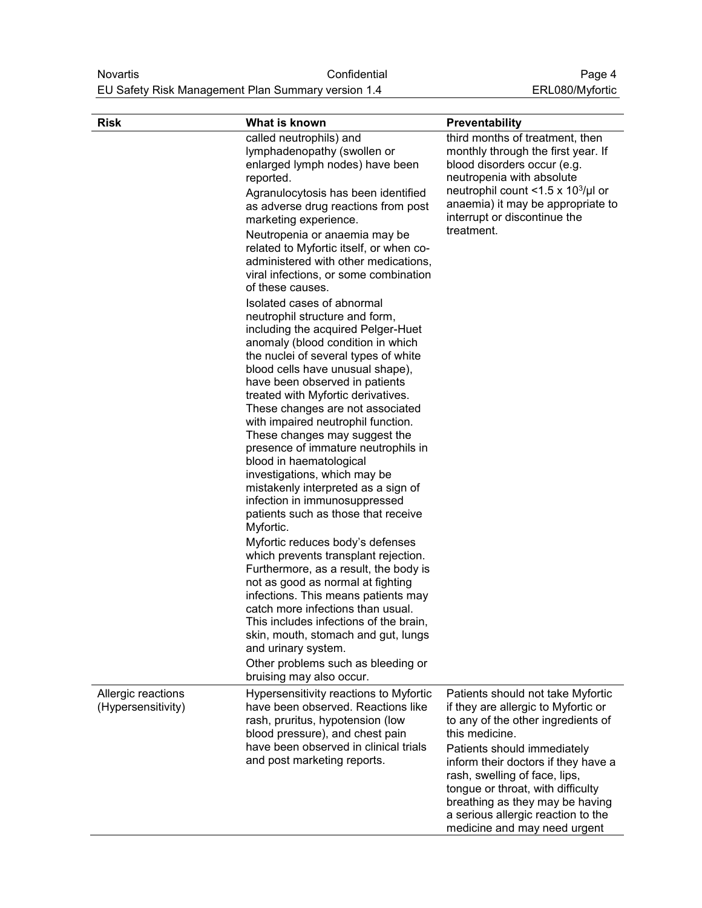| Risk | What is known | Preventability |
| --- | --- | --- |
| | called neutrophils) and lymphadenopathy (swollen or enlarged lymph nodes) have been reported.<br>Agranulocytosis has been identified as adverse drug reactions from post marketing experience.<br>Neutropenia or anaemia may be related to Myfortic itself, or when co-administered with other medications, viral infections, or some combination of these causes.<br>Isolated cases of abnormal neutrophil structure and form, including the acquired Pelger-Huet anomaly (blood condition in which the nuclei of several types of white blood cells have unusual shape), have been observed in patients treated with Myfortic derivatives. These changes are not associated with impaired neutrophil function. These changes may suggest the presence of immature neutrophils in blood in haematological investigations, which may be mistakenly interpreted as a sign of infection in immunosuppressed patients such as those that receive Myfortic.<br>Myfortic reduces body's defenses which prevents transplant rejection. Furthermore, as a result, the body is not as good as normal at fighting infections. This means patients may catch more infections than usual. This includes infections of the brain, skin, mouth, stomach and gut, lungs and urinary system.<br>Other problems such as bleeding or bruising may also occur. | third months of treatment, then monthly through the first year. If blood disorders occur (e.g. neutropenia with absolute neutrophil count <1.5 x $10^3$/µl or anaemia) it may be appropriate to interrupt or discontinue the treatment. |
| Allergic reactions (Hypersensitivity) | Hypersensitivity reactions to Myfortic have been observed. Reactions like rash, pruritus, hypotension (low blood pressure), and chest pain have been observed in clinical trials and post marketing reports. | Patients should not take Myfortic if they are allergic to Myfortic or to any of the other ingredients of this medicine.<br>Patients should immediately inform their doctors if they have a rash, swelling of face, lips, tongue or throat, with difficulty breathing as they may be having a serious allergic reaction to the medicine and may need urgent |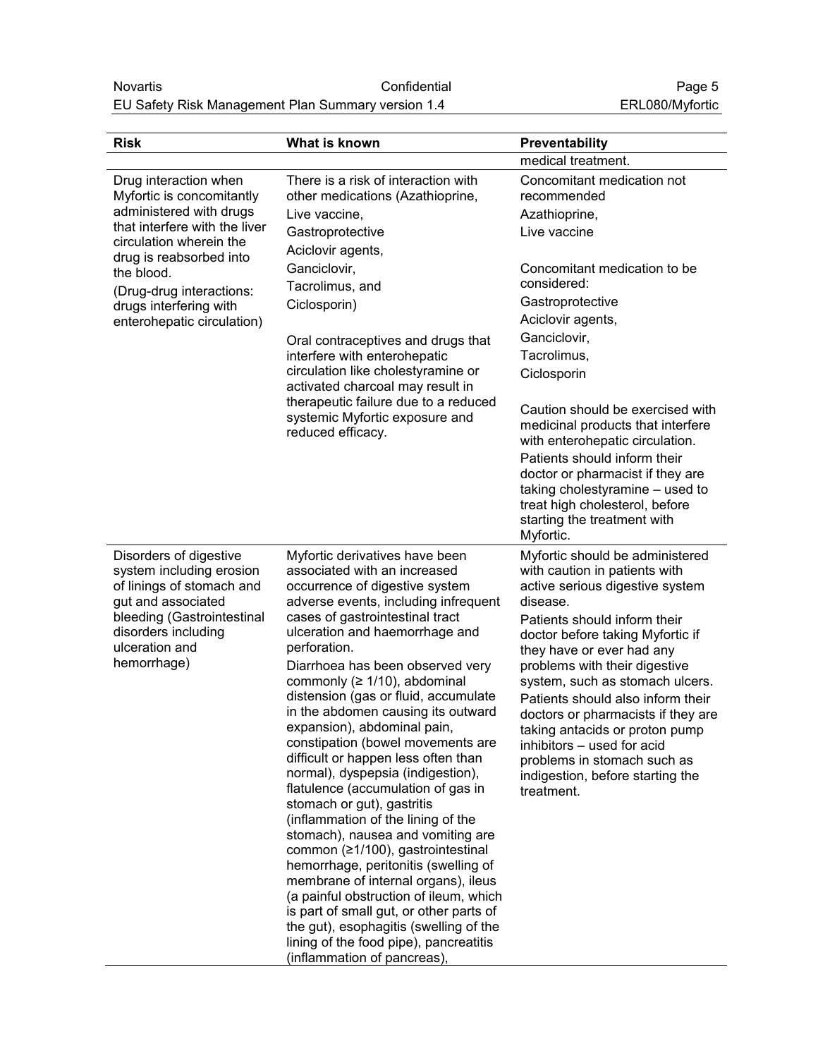| Risk | What is known | Preventability |
|---|---|---|
| | | medical treatment. |
| Drug interaction when Myfortic is concomitantly administered with drugs that interfere with the liver circulation wherein the drug is reabsorbed into the blood.<br>(Drug-drug interactions: drugs interfering with enterohepatic circulation) | There is a risk of interaction with other medications (Azathioprine,<br>Live vaccine,<br>Gastroprotective<br>Aciclovir agents,<br>Ganciclovir,<br>Tacrolimus, and<br>Ciclosporin)<br><br>Oral contraceptives and drugs that interfere with enterohepatic circulation like cholestyramine or activated charcoal may result in therapeutic failure due to a reduced systemic Myfortic exposure and reduced efficacy. | Concomitant medication not recommended<br>Azathioprine,<br>Live vaccine<br><br>Concomitant medication to be considered:<br>Gastroprotective<br>Aciclovir agents,<br>Ganciclovir,<br>Tacrolimus,<br>Ciclosporin<br><br>Caution should be exercised with medicinal products that interfere with enterohepatic circulation.<br>Patients should inform their doctor or pharmacist if they are taking cholestyramine – used to treat high cholesterol, before starting the treatment with Myfortic. |
| Disorders of digestive system including erosion of linings of stomach and gut and associated bleeding (Gastrointestinal disorders including ulceration and hemorrhage) | Myfortic derivatives have been associated with an increased occurrence of digestive system adverse events, including infrequent cases of gastrointestinal tract ulceration and haemorrhage and perforation.<br>Diarrhoea has been observed very commonly (≥ 1/10), abdominal distension (gas or fluid, accumulate in the abdomen causing its outward expansion), abdominal pain, constipation (bowel movements are difficult or happen less often than normal), dyspepsia (indigestion), flatulence (accumulation of gas in stomach or gut), gastritis (inflammation of the lining of the stomach), nausea and vomiting are common (≥1/100), gastrointestinal hemorrhage, peritonitis (swelling of membrane of internal organs), ileus (a painful obstruction of ileum, which is part of small gut, or other parts of the gut), esophagitis (swelling of the lining of the food pipe), pancreatitis (inflammation of pancreas), | Myfortic should be administered with caution in patients with active serious digestive system disease.<br>Patients should inform their doctor before taking Myfortic if they have or ever had any problems with their digestive system, such as stomach ulcers.<br>Patients should also inform their doctors or pharmacists if they are taking antacids or proton pump inhibitors – used for acid problems in stomach such as indigestion, before starting the treatment. |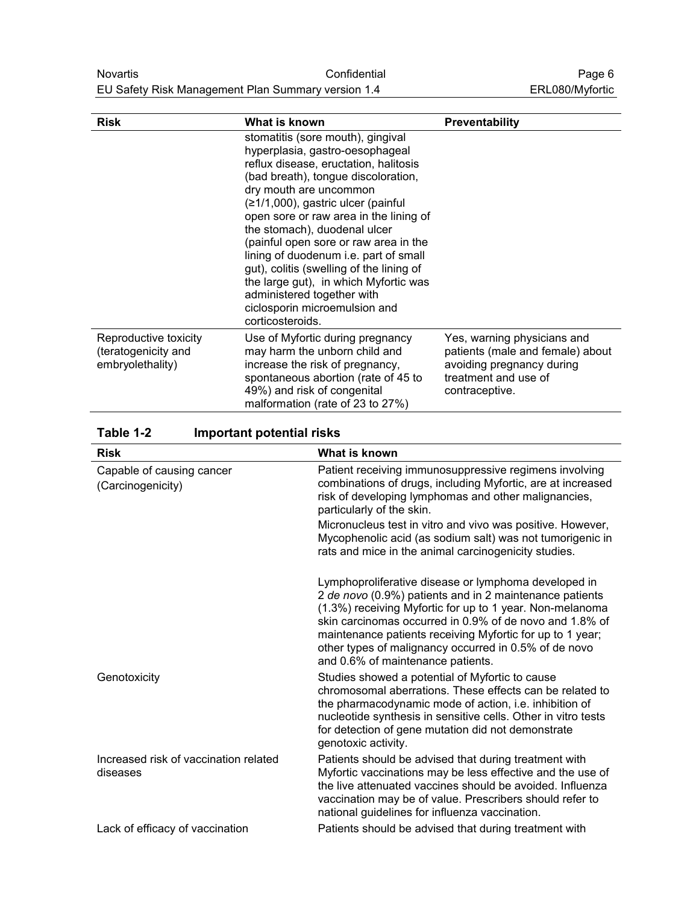| Risk | What is known | Preventability |
|---|---|---|
| | stomatitis (sore mouth), gingival hyperplasia, gastro-oesophageal reflux disease, eructation, halitosis (bad breath), tongue discoloration, dry mouth are uncommon (≥1/1,000), gastric ulcer (painful open sore or raw area in the lining of the stomach), duodenal ulcer (painful open sore or raw area in the lining of duodenum i.e. part of small gut), colitis (swelling of the lining of the large gut), in which Myfortic was administered together with ciclosporin microemulsion and corticosteroids. | |
| Reproductive toxicity (teratogenicity and embryolethality) | Use of Myfortic during pregnancy may harm the unborn child and increase the risk of pregnancy, spontaneous abortion (rate of 45 to 49%) and risk of congenital malformation (rate of 23 to 27%) | Yes, warning physicians and patients (male and female) about avoiding pregnancy during treatment and use of contraceptive. |

**Table 1-2 Important potential risks**

| Risk | What is known |
|---|---|
| Capable of causing cancer (Carcinogenicity) | Patient receiving immunosuppressive regimens involving combinations of drugs, including Myfortic, are at increased risk of developing lymphomas and other malignancies, particularly of the skin.<br>Micronucleus test in vitro and vivo was positive. However, Mycophenolic acid (as sodium salt) was not tumorigenic in rats and mice in the animal carcinogenicity studies.<br><br>Lymphoproliferative disease or lymphoma developed in 2 *de novo* (0.9%) patients and in 2 maintenance patients (1.3%) receiving Myfortic for up to 1 year. Non-melanoma skin carcinomas occurred in 0.9% of de novo and 1.8% of maintenance patients receiving Myfortic for up to 1 year; other types of malignancy occurred in 0.5% of de novo and 0.6% of maintenance patients. |
| Genotoxicity | Studies showed a potential of Myfortic to cause chromosomal aberrations. These effects can be related to the pharmacodynamic mode of action, i.e. inhibition of nucleotide synthesis in sensitive cells. Other in vitro tests for detection of gene mutation did not demonstrate genotoxic activity. |
| Increased risk of vaccination related diseases | Patients should be advised that during treatment with Myfortic vaccinations may be less effective and the use of the live attenuated vaccines should be avoided. Influenza vaccination may be of value. Prescribers should refer to national guidelines for influenza vaccination. |
| Lack of efficacy of vaccination | Patients should be advised that during treatment with |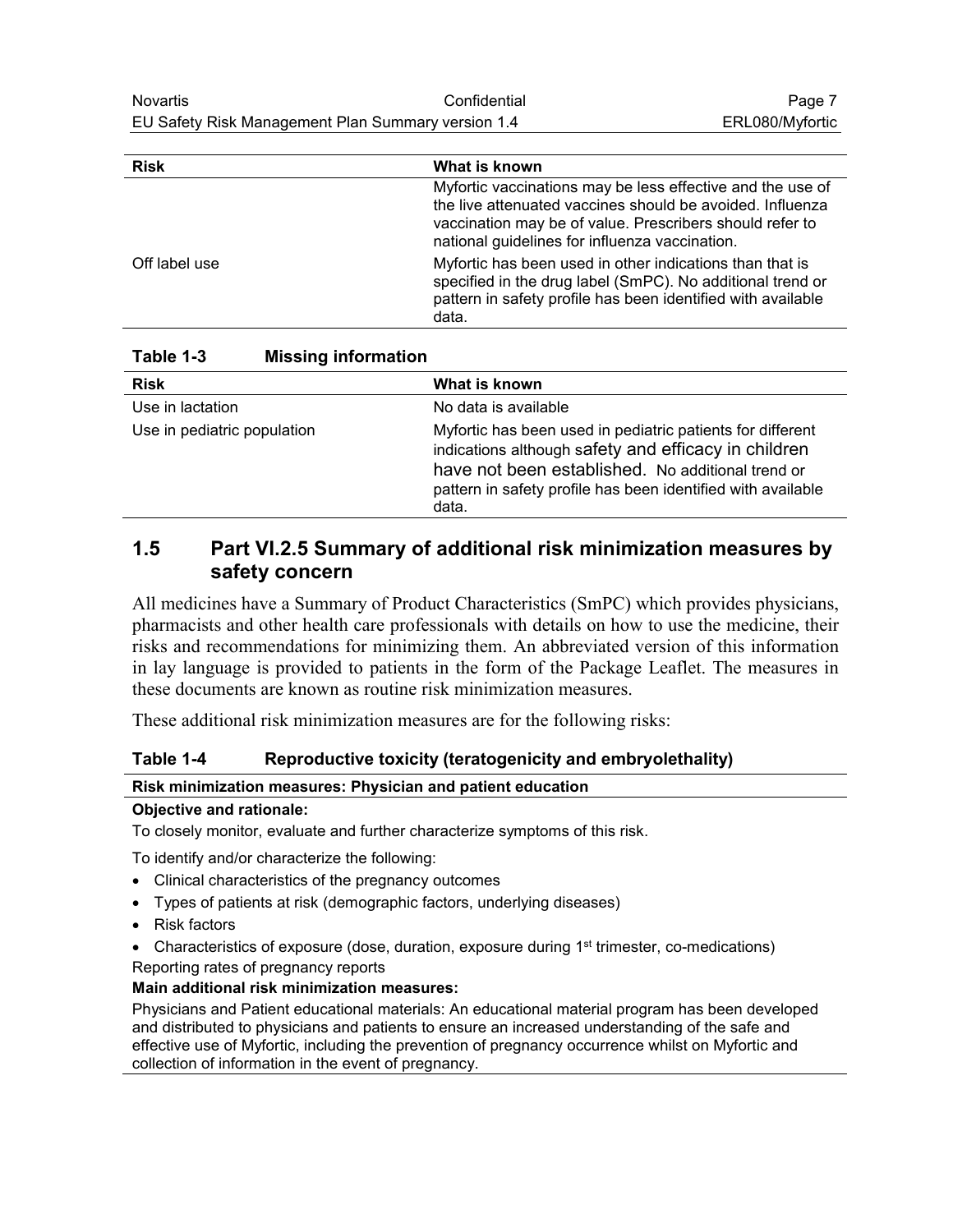| Risk | What is known |
| --- | --- |
| | Myfortic vaccinations may be less effective and the use of the live attenuated vaccines should be avoided. Influenza vaccination may be of value. Prescribers should refer to national guidelines for influenza vaccination. |
| Off label use | Myfortic has been used in other indications than that is specified in the drug label (SmPC). No additional trend or pattern in safety profile has been identified with available data. |

**Table 1-3 Missing information**

| Risk | What is known |
| --- | --- |
| Use in lactation | No data is available |
| Use in pediatric population | Myfortic has been used in pediatric patients for different indications although safety and efficacy in children have not been established. No additional trend or pattern in safety profile has been identified with available data. |

## 1.5 Part VI.2.5 Summary of additional risk minimization measures by safety concern

All medicines have a Summary of Product Characteristics (SmPC) which provides physicians, pharmacists and other health care professionals with details on how to use the medicine, their risks and recommendations for minimizing them. An abbreviated version of this information in lay language is provided to patients in the form of the Package Leaflet. The measures in these documents are known as routine risk minimization measures.

These additional risk minimization measures are for the following risks:

**Table 1-4 Reproductive toxicity (teratogenicity and embryolethality)**

**Risk minimization measures: Physician and patient education**

**Objective and rationale:**

To closely monitor, evaluate and further characterize symptoms of this risk.

To identify and/or characterize the following:

- Clinical characteristics of the pregnancy outcomes
- Types of patients at risk (demographic factors, underlying diseases)
- Risk factors
- Characteristics of exposure (dose, duration, exposure during 1st trimester, co-medications)

Reporting rates of pregnancy reports

**Main additional risk minimization measures:**

Physicians and Patient educational materials: An educational material program has been developed and distributed to physicians and patients to ensure an increased understanding of the safe and effective use of Myfortic, including the prevention of pregnancy occurrence whilst on Myfortic and collection of information in the event of pregnancy.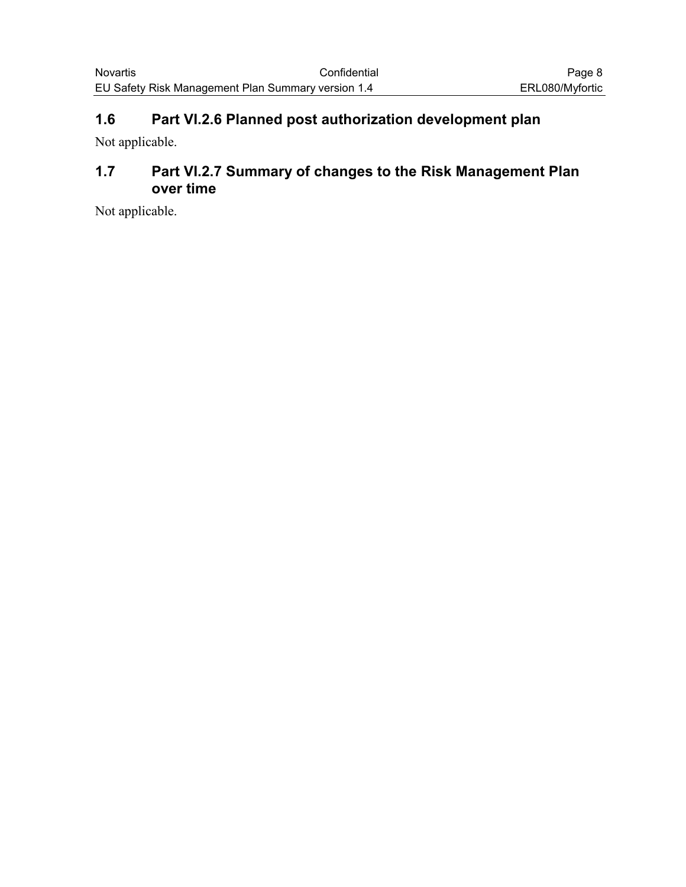## 1.6 Part VI.2.6 Planned post authorization development plan

Not applicable.

## 1.7 Part VI.2.7 Summary of changes to the Risk Management Plan over time

Not applicable.